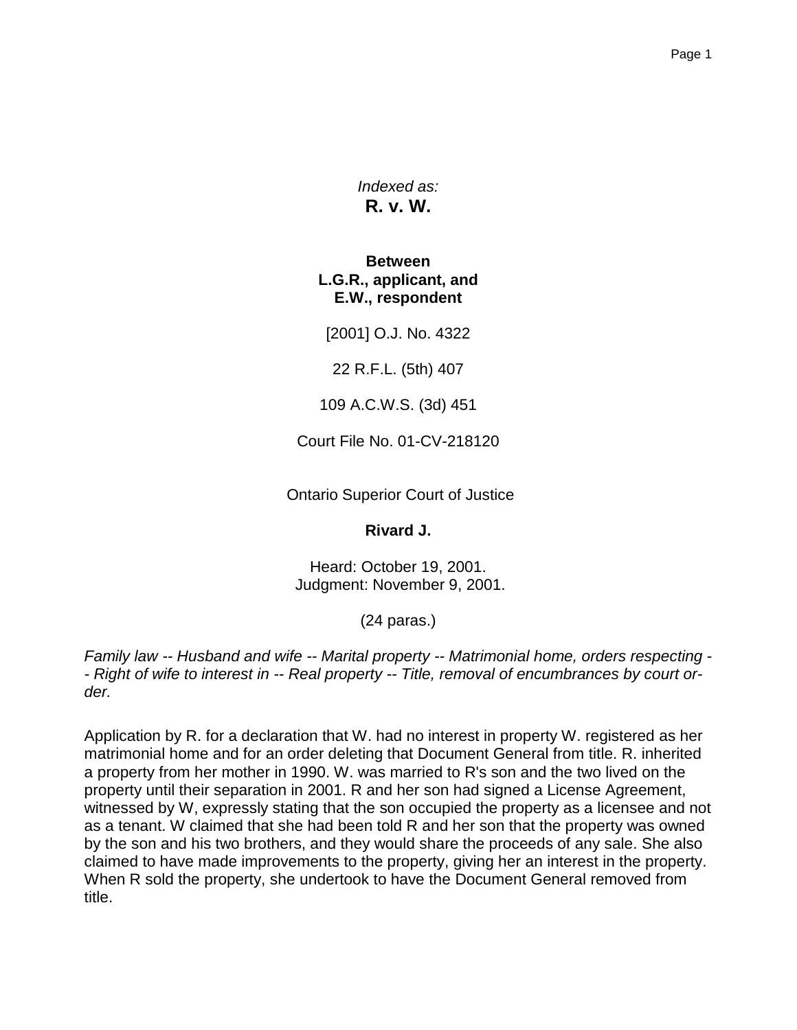*Indexed as:*
**R. v. W.**

**Between**
**L.G.R., applicant, and**
**E.W., respondent**

[2001] O.J. No. 4322

22 R.F.L. (5th) 407

109 A.C.W.S. (3d) 451

Court File No. 01-CV-218120

Ontario Superior Court of Justice

**Rivard J.**

Heard: October 19, 2001.
Judgment: November 9, 2001.

(24 paras.)

*Family law -- Husband and wife -- Marital property -- Matrimonial home, orders respecting -- Right of wife to interest in -- Real property -- Title, removal of encumbrances by court order.*

Application by R. for a declaration that W. had no interest in property W. registered as her matrimonial home and for an order deleting that Document General from title. R. inherited a property from her mother in 1990. W. was married to R's son and the two lived on the property until their separation in 2001. R and her son had signed a License Agreement, witnessed by W, expressly stating that the son occupied the property as a licensee and not as a tenant. W claimed that she had been told R and her son that the property was owned by the son and his two brothers, and they would share the proceeds of any sale. She also claimed to have made improvements to the property, giving her an interest in the property. When R sold the property, she undertook to have the Document General removed from title.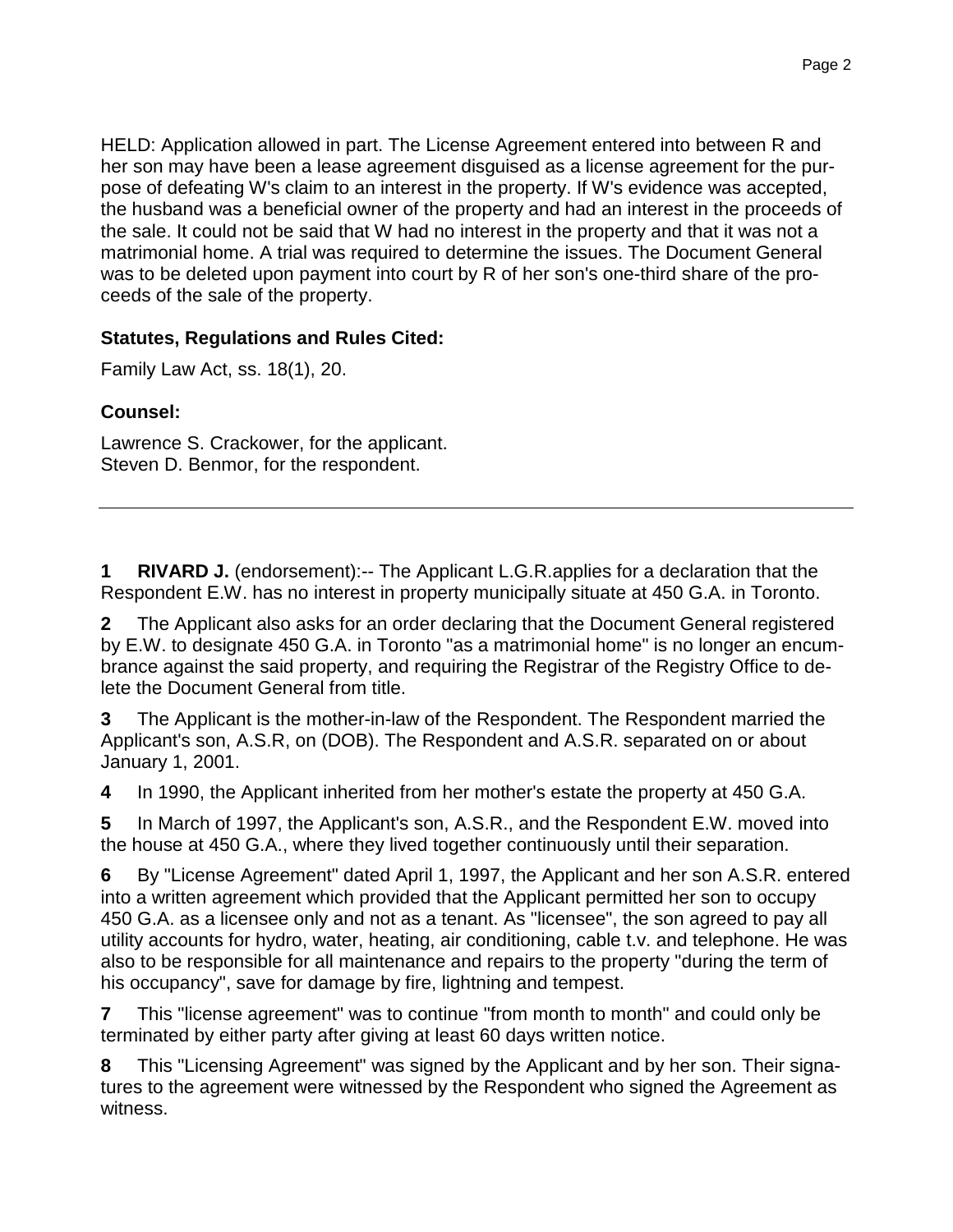HELD: Application allowed in part. The License Agreement entered into between R and her son may have been a lease agreement disguised as a license agreement for the purpose of defeating W's claim to an interest in the property. If W's evidence was accepted, the husband was a beneficial owner of the property and had an interest in the proceeds of the sale. It could not be said that W had no interest in the property and that it was not a matrimonial home. A trial was required to determine the issues. The Document General was to be deleted upon payment into court by R of her son's one-third share of the proceeds of the sale of the property.

**Statutes, Regulations and Rules Cited:**

Family Law Act, ss. 18(1), 20.

**Counsel:**

Lawrence S. Crackower, for the applicant.
Steven D. Benmor, for the respondent.

---

**1** **RIVARD J.** (endorsement):-- The Applicant L.G.R.applies for a declaration that the Respondent E.W. has no interest in property municipally situate at 450 G.A. in Toronto.

**2** The Applicant also asks for an order declaring that the Document General registered by E.W. to designate 450 G.A. in Toronto "as a matrimonial home" is no longer an encumbrance against the said property, and requiring the Registrar of the Registry Office to delete the Document General from title.

**3** The Applicant is the mother-in-law of the Respondent. The Respondent married the Applicant's son, A.S.R, on (DOB). The Respondent and A.S.R. separated on or about January 1, 2001.

**4** In 1990, the Applicant inherited from her mother's estate the property at 450 G.A.

**5** In March of 1997, the Applicant's son, A.S.R., and the Respondent E.W. moved into the house at 450 G.A., where they lived together continuously until their separation.

**6** By "License Agreement" dated April 1, 1997, the Applicant and her son A.S.R. entered into a written agreement which provided that the Applicant permitted her son to occupy 450 G.A. as a licensee only and not as a tenant. As "licensee", the son agreed to pay all utility accounts for hydro, water, heating, air conditioning, cable t.v. and telephone. He was also to be responsible for all maintenance and repairs to the property "during the term of his occupancy", save for damage by fire, lightning and tempest.

**7** This "license agreement" was to continue "from month to month" and could only be terminated by either party after giving at least 60 days written notice.

**8** This "Licensing Agreement" was signed by the Applicant and by her son. Their signatures to the agreement were witnessed by the Respondent who signed the Agreement as witness.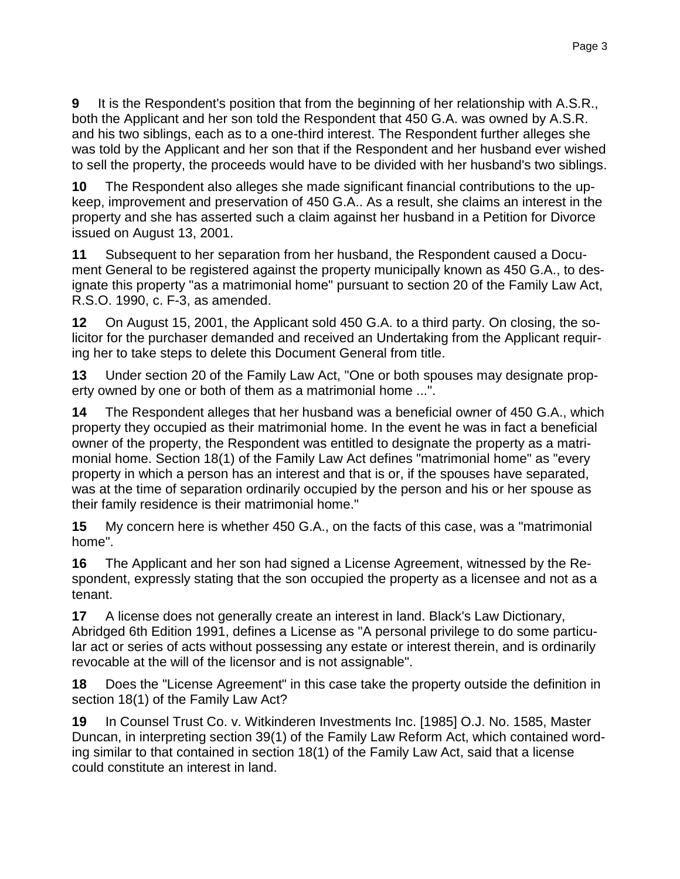**9** It is the Respondent's position that from the beginning of her relationship with A.S.R., both the Applicant and her son told the Respondent that 450 G.A. was owned by A.S.R. and his two siblings, each as to a one-third interest. The Respondent further alleges she was told by the Applicant and her son that if the Respondent and her husband ever wished to sell the property, the proceeds would have to be divided with her husband's two siblings.

**10** The Respondent also alleges she made significant financial contributions to the up-keep, improvement and preservation of 450 G.A.. As a result, she claims an interest in the property and she has asserted such a claim against her husband in a Petition for Divorce issued on August 13, 2001.

**11** Subsequent to her separation from her husband, the Respondent caused a Document General to be registered against the property municipally known as 450 G.A., to designate this property "as a matrimonial home" pursuant to section 20 of the Family Law Act, R.S.O. 1990, c. F-3, as amended.

**12** On August 15, 2001, the Applicant sold 450 G.A. to a third party. On closing, the solicitor for the purchaser demanded and received an Undertaking from the Applicant requiring her to take steps to delete this Document General from title.

**13** Under section 20 of the Family Law Act, "One or both spouses may designate property owned by one or both of them as a matrimonial home ...".

**14** The Respondent alleges that her husband was a beneficial owner of 450 G.A., which property they occupied as their matrimonial home. In the event he was in fact a beneficial owner of the property, the Respondent was entitled to designate the property as a matrimonial home. Section 18(1) of the Family Law Act defines "matrimonial home" as "every property in which a person has an interest and that is or, if the spouses have separated, was at the time of separation ordinarily occupied by the person and his or her spouse as their family residence is their matrimonial home."

**15** My concern here is whether 450 G.A., on the facts of this case, was a "matrimonial home".

**16** The Applicant and her son had signed a License Agreement, witnessed by the Respondent, expressly stating that the son occupied the property as a licensee and not as a tenant.

**17** A license does not generally create an interest in land. Black's Law Dictionary, Abridged 6th Edition 1991, defines a License as "A personal privilege to do some particular act or series of acts without possessing any estate or interest therein, and is ordinarily revocable at the will of the licensor and is not assignable".

**18** Does the "License Agreement" in this case take the property outside the definition in section 18(1) of the Family Law Act?

**19** In Counsel Trust Co. v. Witkinderen Investments Inc. [1985] O.J. No. 1585, Master Duncan, in interpreting section 39(1) of the Family Law Reform Act, which contained wording similar to that contained in section 18(1) of the Family Law Act, said that a license could constitute an interest in land.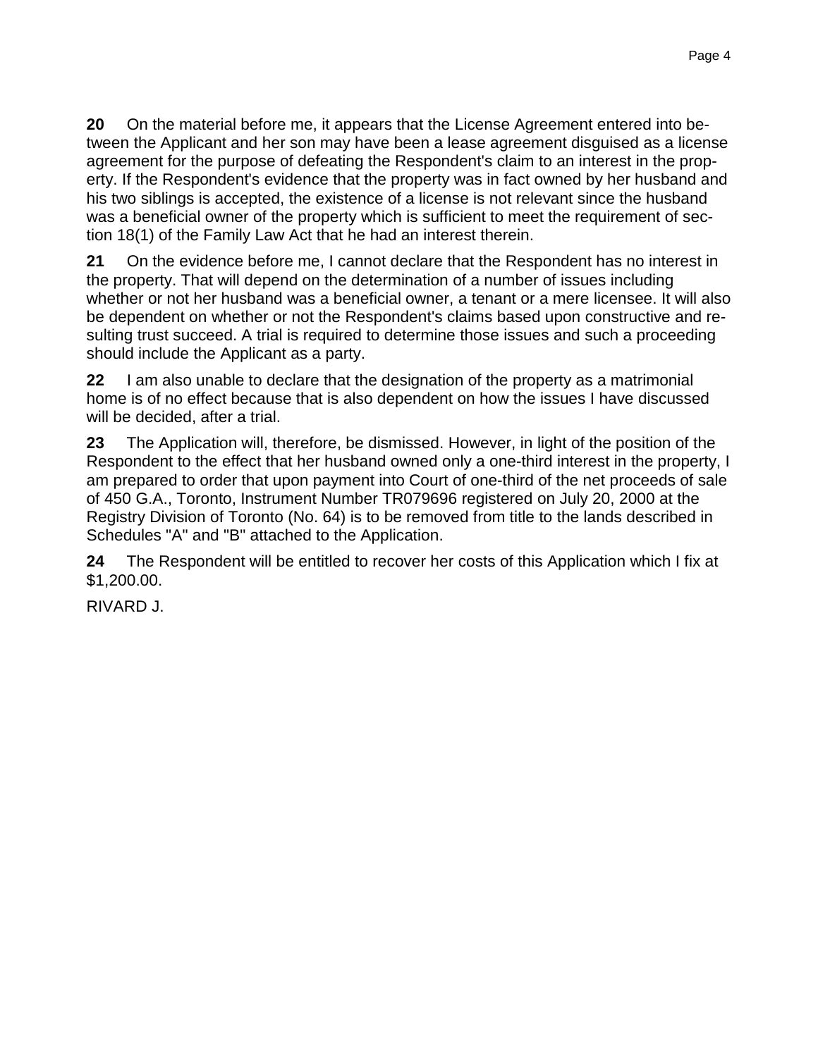**20** On the material before me, it appears that the License Agreement entered into between the Applicant and her son may have been a lease agreement disguised as a license agreement for the purpose of defeating the Respondent's claim to an interest in the property. If the Respondent's evidence that the property was in fact owned by her husband and his two siblings is accepted, the existence of a license is not relevant since the husband was a beneficial owner of the property which is sufficient to meet the requirement of section 18(1) of the Family Law Act that he had an interest therein.

**21** On the evidence before me, I cannot declare that the Respondent has no interest in the property. That will depend on the determination of a number of issues including whether or not her husband was a beneficial owner, a tenant or a mere licensee. It will also be dependent on whether or not the Respondent's claims based upon constructive and resulting trust succeed. A trial is required to determine those issues and such a proceeding should include the Applicant as a party.

**22** I am also unable to declare that the designation of the property as a matrimonial home is of no effect because that is also dependent on how the issues I have discussed will be decided, after a trial.

**23** The Application will, therefore, be dismissed. However, in light of the position of the Respondent to the effect that her husband owned only a one-third interest in the property, I am prepared to order that upon payment into Court of one-third of the net proceeds of sale of 450 G.A., Toronto, Instrument Number TR079696 registered on July 20, 2000 at the Registry Division of Toronto (No. 64) is to be removed from title to the lands described in Schedules "A" and "B" attached to the Application.

**24** The Respondent will be entitled to recover her costs of this Application which I fix at $1,200.00.

RIVARD J.